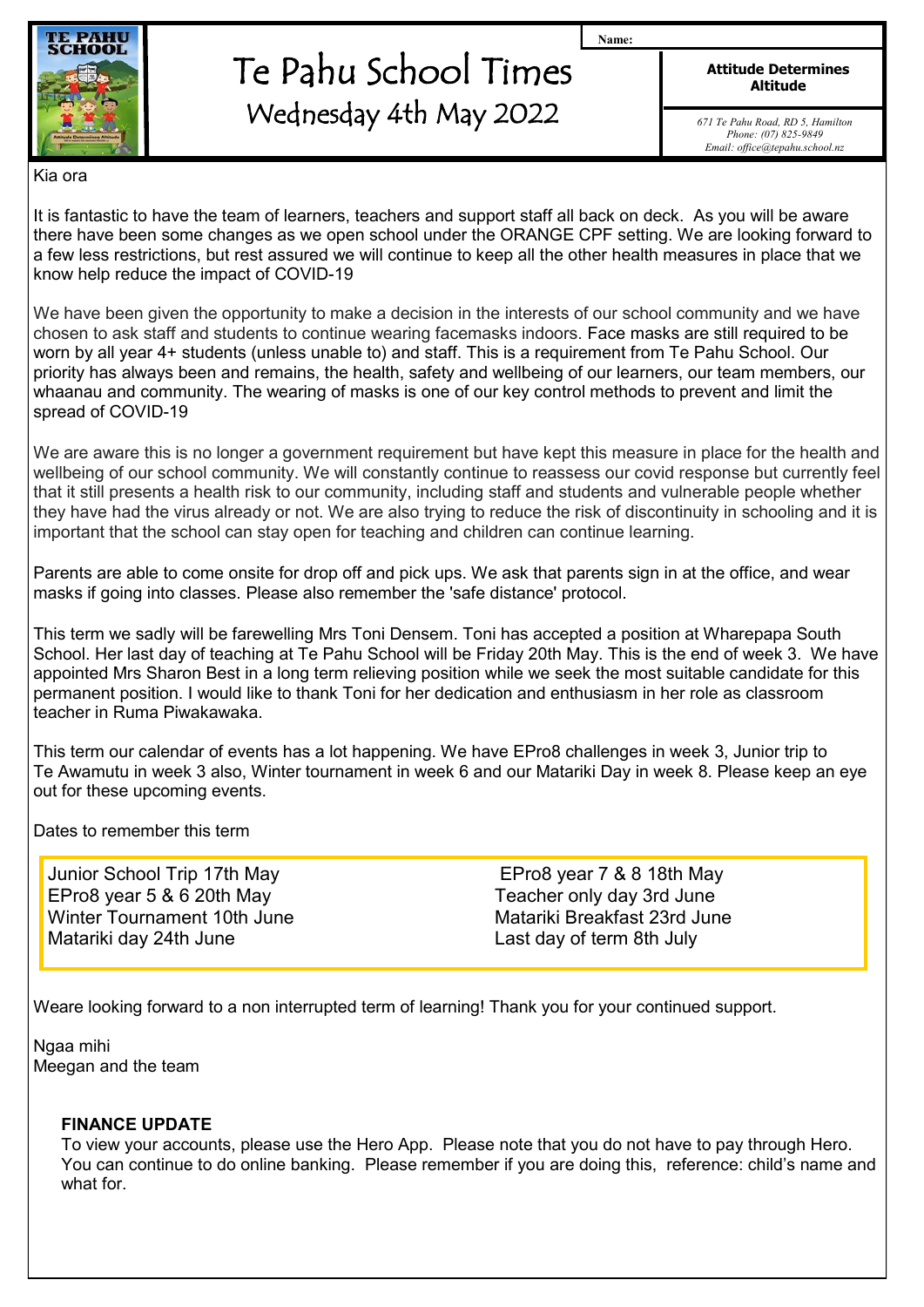# Te Pahu School Times

## Wednesday 4th May 2022

Name:

**Attitude Determines Altitude**

*671 Te Pahu Road, RD 5, Hamilton*
*Phone: (07) 825-9849*
*Email: office@tepahu.school.nz*

Kia ora

It is fantastic to have the team of learners, teachers and support staff all back on deck. As you will be aware there have been some changes as we open school under the ORANGE CPF setting. We are looking forward to a few less restrictions, but rest assured we will continue to keep all the other health measures in place that we know help reduce the impact of COVID-19

We have been given the opportunity to make a decision in the interests of our school community and we have chosen to ask staff and students to continue wearing facemasks indoors. Face masks are still required to be worn by all year 4+ students (unless unable to) and staff. This is a requirement from Te Pahu School. Our priority has always been and remains, the health, safety and wellbeing of our learners, our team members, our whaanau and community. The wearing of masks is one of our key control methods to prevent and limit the spread of COVID-19

We are aware this is no longer a government requirement but have kept this measure in place for the health and wellbeing of our school community. We will constantly continue to reassess our covid response but currently feel that it still presents a health risk to our community, including staff and students and vulnerable people whether they have had the virus already or not. We are also trying to reduce the risk of discontinuity in schooling and it is important that the school can stay open for teaching and children can continue learning.

Parents are able to come onsite for drop off and pick ups. We ask that parents sign in at the office, and wear masks if going into classes. Please also remember the 'safe distance' protocol.

This term we sadly will be farewelling Mrs Toni Densem. Toni has accepted a position at Wharepapa South School. Her last day of teaching at Te Pahu School will be Friday 20th May. This is the end of week 3. We have appointed Mrs Sharon Best in a long term relieving position while we seek the most suitable candidate for this permanent position. I would like to thank Toni for her dedication and enthusiasm in her role as classroom teacher in Ruma Piwakawaka.

This term our calendar of events has a lot happening. We have EPro8 challenges in week 3, Junior trip to Te Awamutu in week 3 also, Winter tournament in week 6 and our Matariki Day in week 8. Please keep an eye out for these upcoming events.

Dates to remember this term

- Junior School Trip 17th May
- EPro8 year 5 & 6 20th May
- Winter Tournament 10th June
- Matariki day 24th June
- EPro8 year 7 & 8 18th May
- Teacher only day 3rd June
- Matariki Breakfast 23rd June
- Last day of term 8th July

Weare looking forward to a non interrupted term of learning! Thank you for your continued support.

Ngaa mihi
Meegan and the team

### FINANCE UPDATE

To view your accounts, please use the Hero App. Please note that you do not have to pay through Hero. You can continue to do online banking. Please remember if you are doing this, reference: child's name and what for.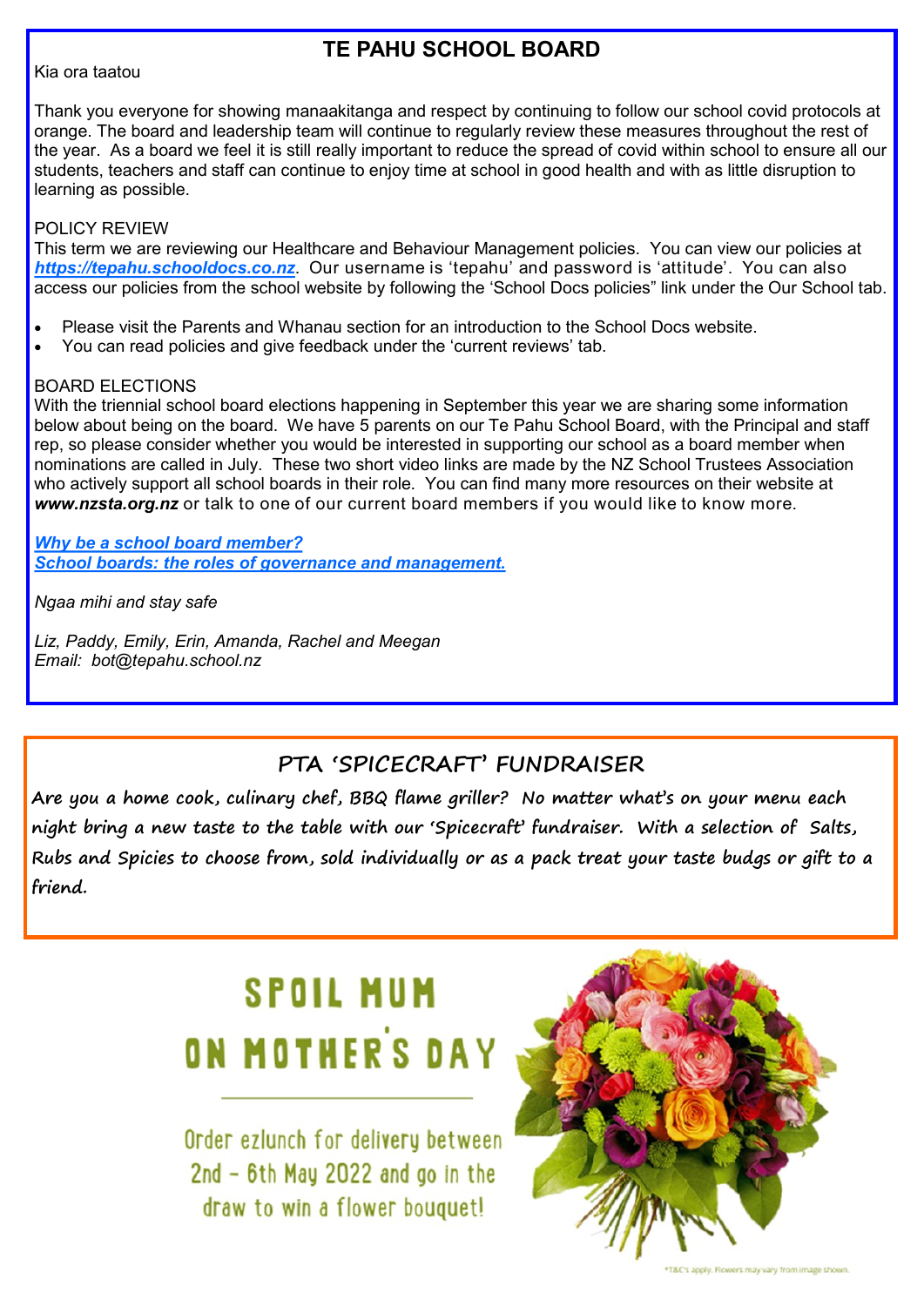## TE PAHU SCHOOL BOARD

Kia ora taatou

Thank you everyone for showing manaakitanga and respect by continuing to follow our school covid protocols at orange. The board and leadership team will continue to regularly review these measures throughout the rest of the year. As a board we feel it is still really important to reduce the spread of covid within school to ensure all our students, teachers and staff can continue to enjoy time at school in good health and with as little disruption to learning as possible.

POLICY REVIEW

This term we are reviewing our Healthcare and Behaviour Management policies. You can view our policies at ***https://tepahu.schooldocs.co.nz***. Our username is 'tepahu' and password is 'attitude'. You can also access our policies from the school website by following the 'School Docs policies" link under the Our School tab.

- Please visit the Parents and Whanau section for an introduction to the School Docs website.
- You can read policies and give feedback under the 'current reviews' tab.

BOARD ELECTIONS

With the triennial school board elections happening in September this year we are sharing some information below about being on the board. We have 5 parents on our Te Pahu School Board, with the Principal and staff rep, so please consider whether you would be interested in supporting our school as a board member when nominations are called in July. These two short video links are made by the NZ School Trustees Association who actively support all school boards in their role. You can find many more resources on their website at ***www.nzsta.org.nz*** or talk to one of our current board members if you would like to know more.

***Why be a school board member?***
***School boards: the roles of governance and management.***

*Ngaa mihi and stay safe*

*Liz, Paddy, Emily, Erin, Amanda, Rachel and Meegan*
*Email: bot@tepahu.school.nz*

## PTA 'SPICECRAFT' FUNDRAISER

**Are you a home cook, culinary chef, BBQ flame griller? No matter what's on your menu each night bring a new taste to the table with our 'Spicecraft' fundraiser. With a selection of Salts, Rubs and Spicies to choose from, sold individually or as a pack treat your taste budgs or gift to a friend.**

## SPOIL MUM ON MOTHER'S DAY

Order ezlunch for delivery between 2nd - 6th May 2022 and go in the draw to win a flower bouquet!

*T&C's apply. Flowers may vary from image shown.